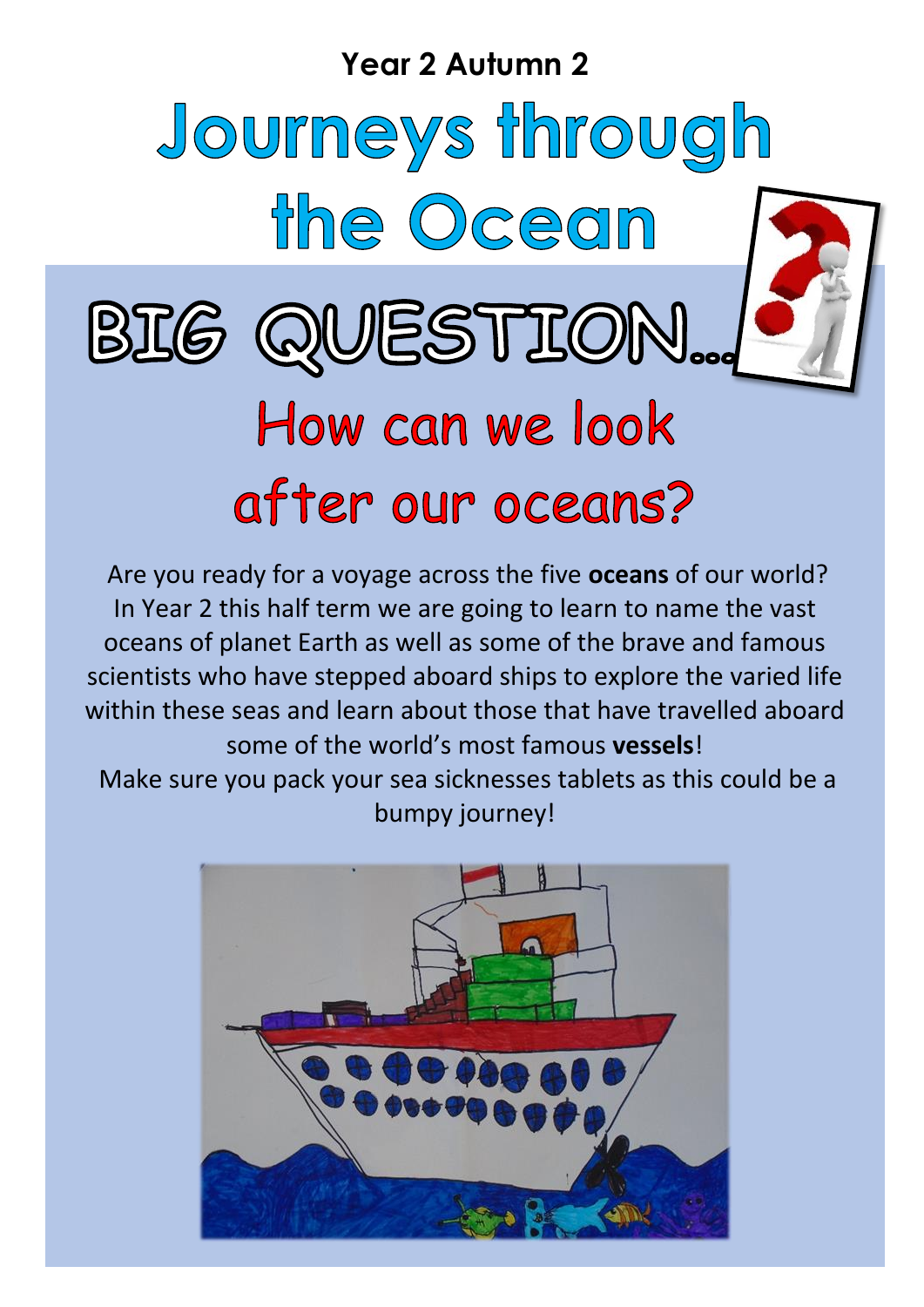**Year 2 Autumn 2**

# Journeys through the Ocean

## BIG QUESTION...

## How can we look after our oceans?

Are you ready for a voyage across the five **oceans** of our world? In Year 2 this half term we are going to learn to name the vast oceans of planet Earth as well as some of the brave and famous scientists who have stepped aboard ships to explore the varied life within these seas and learn about those that have travelled aboard some of the world's most famous **vessels**!

Make sure you pack your sea sicknesses tablets as this could be a bumpy journey!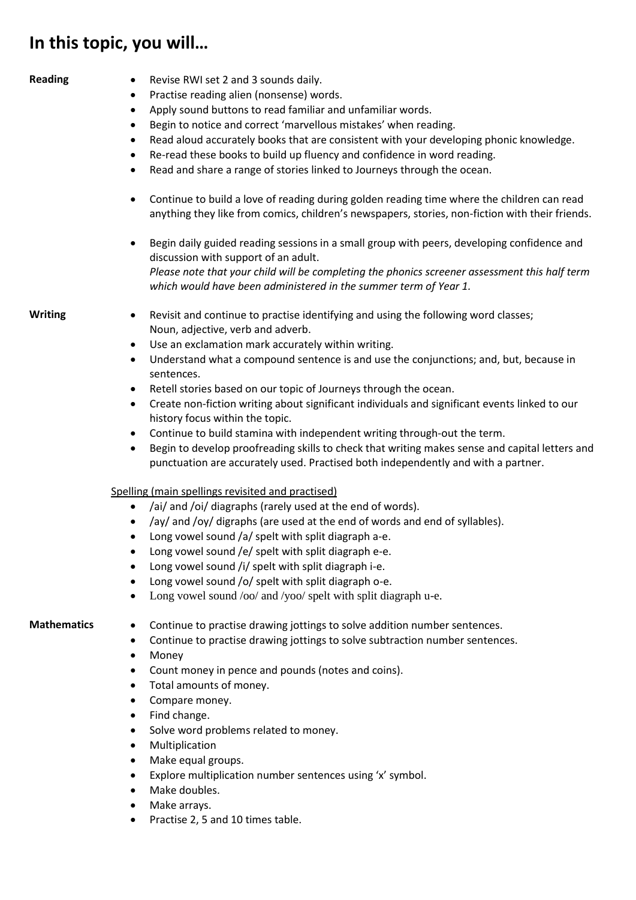# In this topic, you will…

**Reading**

- Revise RWI set 2 and 3 sounds daily.
- Practise reading alien (nonsense) words.
- Apply sound buttons to read familiar and unfamiliar words.
- Begin to notice and correct 'marvellous mistakes' when reading.
- Read aloud accurately books that are consistent with your developing phonic knowledge.
- Re-read these books to build up fluency and confidence in word reading.
- Read and share a range of stories linked to Journeys through the ocean.
- Continue to build a love of reading during golden reading time where the children can read anything they like from comics, children's newspapers, stories, non-fiction with their friends.
- Begin daily guided reading sessions in a small group with peers, developing confidence and discussion with support of an adult.
  *Please note that your child will be completing the phonics screener assessment this half term which would have been administered in the summer term of Year 1.*

**Writing**

- Revisit and continue to practise identifying and using the following word classes; Noun, adjective, verb and adverb.
- Use an exclamation mark accurately within writing.
- Understand what a compound sentence is and use the conjunctions; and, but, because in sentences.
- Retell stories based on our topic of Journeys through the ocean.
- Create non-fiction writing about significant individuals and significant events linked to our history focus within the topic.
- Continue to build stamina with independent writing through-out the term.
- Begin to develop proofreading skills to check that writing makes sense and capital letters and punctuation are accurately used. Practised both independently and with a partner.

<u>Spelling (main spellings revisited and practised)</u>

- /ai/ and /oi/ diagraphs (rarely used at the end of words).
- /ay/ and /oy/ digraphs (are used at the end of words and end of syllables).
- Long vowel sound /a/ spelt with split diagraph a-e.
- Long vowel sound /e/ spelt with split diagraph e-e.
- Long vowel sound /i/ spelt with split diagraph i-e.
- Long vowel sound /o/ spelt with split diagraph o-e.
- Long vowel sound /oo/ and /yoo/ spelt with split diagraph u-e.

**Mathematics**

- Continue to practise drawing jottings to solve addition number sentences.
- Continue to practise drawing jottings to solve subtraction number sentences.
- Money
- Count money in pence and pounds (notes and coins).
- Total amounts of money.
- Compare money.
- Find change.
- Solve word problems related to money.
- Multiplication
- Make equal groups.
- Explore multiplication number sentences using 'x' symbol.
- Make doubles.
- Make arrays.
- Practise 2, 5 and 10 times table.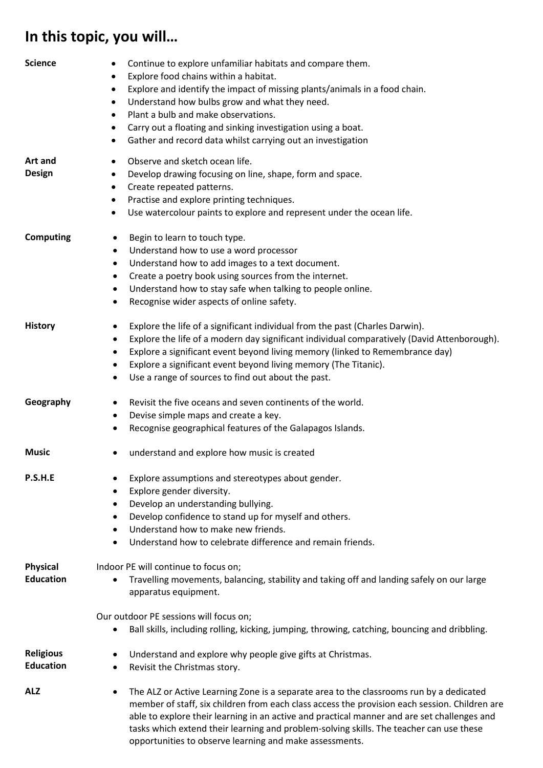## In this topic, you will…

**Science**

- Continue to explore unfamiliar habitats and compare them.
- Explore food chains within a habitat.
- Explore and identify the impact of missing plants/animals in a food chain.
- Understand how bulbs grow and what they need.
- Plant a bulb and make observations.
- Carry out a floating and sinking investigation using a boat.
- Gather and record data whilst carrying out an investigation

**Art and Design**

- Observe and sketch ocean life.
- Develop drawing focusing on line, shape, form and space.
- Create repeated patterns.
- Practise and explore printing techniques.
- Use watercolour paints to explore and represent under the ocean life.

**Computing**

- Begin to learn to touch type.
- Understand how to use a word processor
- Understand how to add images to a text document.
- Create a poetry book using sources from the internet.
- Understand how to stay safe when talking to people online.
- Recognise wider aspects of online safety.

**History**

- Explore the life of a significant individual from the past (Charles Darwin).
- Explore the life of a modern day significant individual comparatively (David Attenborough).
- Explore a significant event beyond living memory (linked to Remembrance day)
- Explore a significant event beyond living memory (The Titanic).
- Use a range of sources to find out about the past.

**Geography**

- Revisit the five oceans and seven continents of the world.
- Devise simple maps and create a key.
- Recognise geographical features of the Galapagos Islands.

**Music**

- understand and explore how music is created

**P.S.H.E**

- Explore assumptions and stereotypes about gender.
- Explore gender diversity.
- Develop an understanding bullying.
- Develop confidence to stand up for myself and others.
- Understand how to make new friends.
- Understand how to celebrate difference and remain friends.

**Physical Education**

Indoor PE will continue to focus on;

- Travelling movements, balancing, stability and taking off and landing safely on our large apparatus equipment.

Our outdoor PE sessions will focus on;

- Ball skills, including rolling, kicking, jumping, throwing, catching, bouncing and dribbling.

**Religious Education**

- Understand and explore why people give gifts at Christmas.
- Revisit the Christmas story.

**ALZ**

- The ALZ or Active Learning Zone is a separate area to the classrooms run by a dedicated member of staff, six children from each class access the provision each session. Children are able to explore their learning in an active and practical manner and are set challenges and tasks which extend their learning and problem-solving skills. The teacher can use these opportunities to observe learning and make assessments.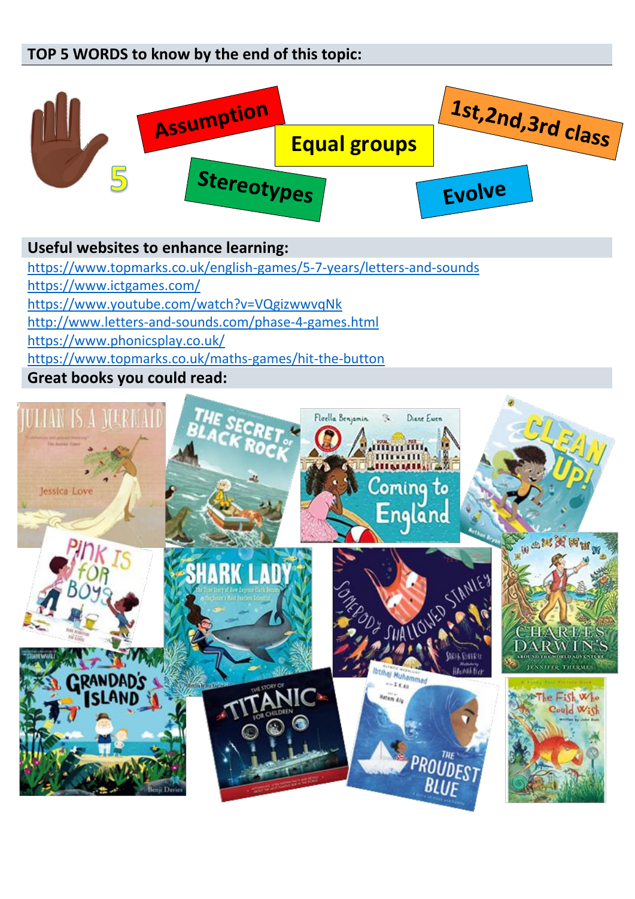## TOP 5 WORDS to know by the end of this topic:

5

- Assumption
- Equal groups
- 1st,2nd,3rd class
- Stereotypes
- Evolve

## Useful websites to enhance learning:

https://www.topmarks.co.uk/english-games/5-7-years/letters-and-sounds
https://www.ictgames.com/
https://www.youtube.com/watch?v=VQgizwwvqNk
http://www.letters-and-sounds.com/phase-4-games.html
https://www.phonicsplay.co.uk/
https://www.topmarks.co.uk/maths-games/hit-the-button

## Great books you could read: